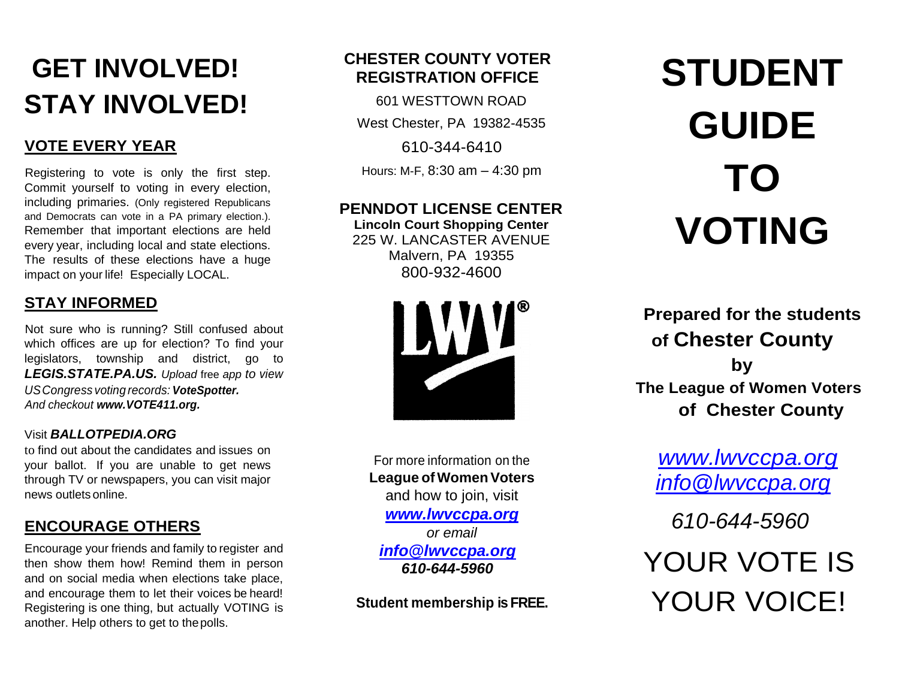# GET INVOLVED! STAY INVOLVED!

## VOTE EVERY YEAR

Registering to vote is only the first step. Commit yourself to voting in every election, including primaries. (Only registered Republicans and Democrats can vote in a PA primary election.). Remember that important elections are held every year, including local and state elections. The results of these elections have a huge impact on your life! Especially LOCAL.

## STAY INFORMED

Not sure who is running? Still confused about which offices are up for election? To find your legislators, township and district, go to ***LEGIS.STATE.PA.US.*** *Upload* free *app to view US Congress voting records:* ***VoteSpotter.*** *And checkout* ***www.VOTE411.org.***

Visit ***BALLOTPEDIA.ORG*** to find out about the candidates and issues on your ballot. If you are unable to get news through TV or newspapers, you can visit major news outlets online.

## ENCOURAGE OTHERS

Encourage your friends and family to register and then show them how! Remind them in person and on social media when elections take place, and encourage them to let their voices be heard! Registering is one thing, but actually VOTING is another. Help others to get to the polls.

**CHESTER COUNTY VOTER REGISTRATION OFFICE**

601 WESTTOWN ROAD

West Chester, PA 19382-4535

610-344-6410

Hours: M-F, 8:30 am – 4:30 pm

**PENNDOT LICENSE CENTER**

**Lincoln Court Shopping Center**

225 W. LANCASTER AVENUE

Malvern, PA 19355

800-932-4600

For more information on the **League of Women Voters** and how to join, visit

***www.lwvccpa.org***

*or email*

***info@lwvccpa.org***

***610-644-5960***

**Student membership is FREE.**

# STUDENT GUIDE TO VOTING

**Prepared for the students of Chester County by The League of Women Voters of Chester County**

*www.lwvccpa.org*

*info@lwvccpa.org*

*610-644-5960*

YOUR VOTE IS YOUR VOICE!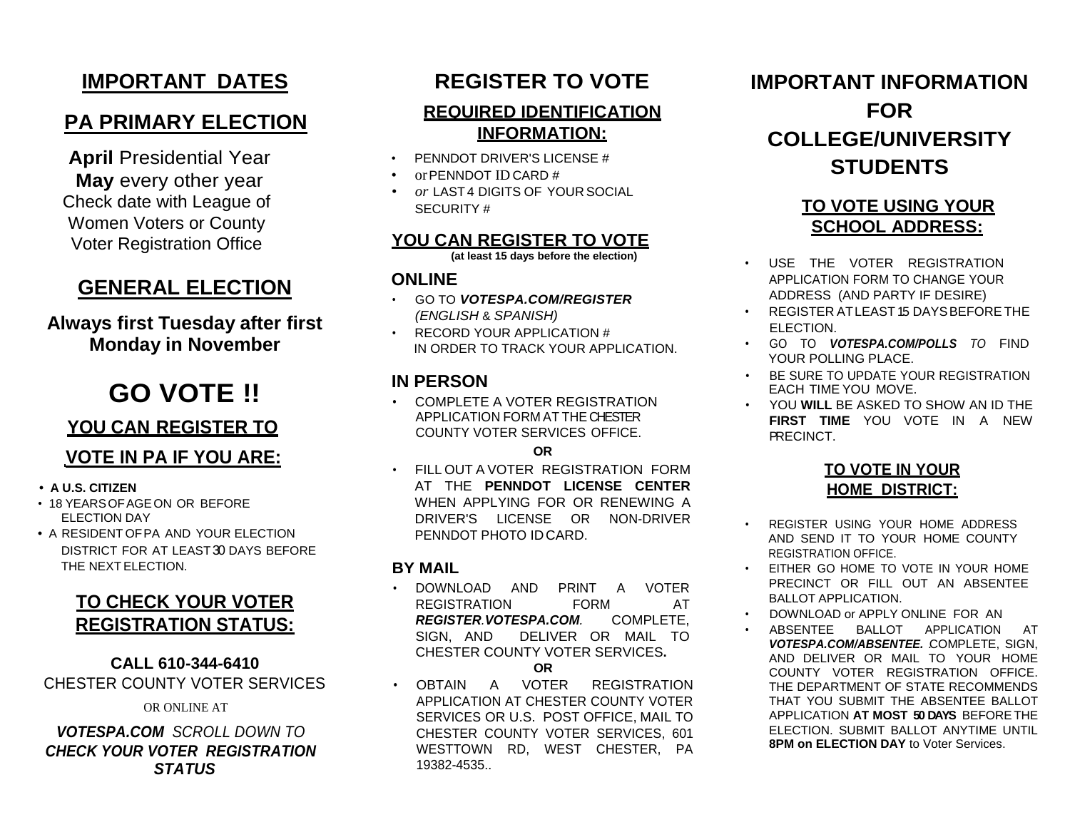## IMPORTANT DATES

## PA PRIMARY ELECTION

**April** Presidential Year
**May** every other year
Check date with League of Women Voters or County Voter Registration Office

## GENERAL ELECTION

**Always first Tuesday after first Monday in November**

# GO VOTE !!

## YOU CAN REGISTER TO VOTE IN PA IF YOU ARE:

- **A U.S. CITIZEN**
- 18 YEARS OF AGE ON OR BEFORE ELECTION DAY
- A RESIDENT OF PA AND YOUR ELECTION DISTRICT FOR AT LEAST 30 DAYS BEFORE THE NEXT ELECTION.

## TO CHECK YOUR VOTER REGISTRATION STATUS:

**CALL 610-344-6410**
CHESTER COUNTY VOTER SERVICES

OR ONLINE AT

***VOTESPA.COM*** *SCROLL DOWN TO* ***CHECK YOUR VOTER REGISTRATION STATUS***

## REGISTER TO VOTE

### REQUIRED IDENTIFICATION INFORMATION:

- PENNDOT DRIVER'S LICENSE #
- or PENNDOT ID CARD #
- *or* LAST 4 DIGITS OF YOUR SOCIAL SECURITY #

### YOU CAN REGISTER TO VOTE

**(at least 15 days before the election)**

### ONLINE

- GO TO ***VOTESPA.COM/REGISTER*** *(ENGLISH & SPANISH)*
- RECORD YOUR APPLICATION # IN ORDER TO TRACK YOUR APPLICATION.

### IN PERSON

- COMPLETE A VOTER REGISTRATION APPLICATION FORM AT THE CHESTER COUNTY VOTER SERVICES OFFICE.

**OR**

- FILL OUT A VOTER REGISTRATION FORM AT THE **PENNDOT LICENSE CENTER** WHEN APPLYING FOR OR RENEWING A DRIVER'S LICENSE OR NON-DRIVER PENNDOT PHOTO ID CARD.

### BY MAIL

- DOWNLOAD AND PRINT A VOTER REGISTRATION FORM AT ***REGISTER.VOTESPA.COM****.* COMPLETE, SIGN, AND DELIVER OR MAIL TO CHESTER COUNTY VOTER SERVICES**.**

**OR**

- OBTAIN A VOTER REGISTRATION APPLICATION AT CHESTER COUNTY VOTER SERVICES OR U.S. POST OFFICE, MAIL TO CHESTER COUNTY VOTER SERVICES, 601 WESTTOWN RD, WEST CHESTER, PA 19382-4535..

## IMPORTANT INFORMATION FOR COLLEGE/UNIVERSITY STUDENTS

### TO VOTE USING YOUR SCHOOL ADDRESS:

- USE THE VOTER REGISTRATION APPLICATION FORM TO CHANGE YOUR ADDRESS (AND PARTY IF DESIRE)
- REGISTER AT LEAST 15 DAYS BEFORE THE ELECTION.
- GO TO ***VOTESPA.COM/POLLS*** *TO* FIND YOUR POLLING PLACE.
- BE SURE TO UPDATE YOUR REGISTRATION EACH TIME YOU MOVE.
- YOU **WILL** BE ASKED TO SHOW AN ID THE **FIRST TIME** YOU VOTE IN A NEW PRECINCT.

### TO VOTE IN YOUR HOME DISTRICT:

- REGISTER USING YOUR HOME ADDRESS AND SEND IT TO YOUR HOME COUNTY REGISTRATION OFFICE.
- EITHER GO HOME TO VOTE IN YOUR HOME PRECINCT OR FILL OUT AN ABSENTEE BALLOT APPLICATION.
- DOWNLOAD or APPLY ONLINE FOR AN
- ABSENTEE BALLOT APPLICATION AT ***VOTESPA.COM/ABSENTEE.*** .COMPLETE, SIGN, AND DELIVER OR MAIL TO YOUR HOME COUNTY VOTER REGISTRATION OFFICE. THE DEPARTMENT OF STATE RECOMMENDS THAT YOU SUBMIT THE ABSENTEE BALLOT APPLICATION **AT MOST 50 DAYS** BEFORE THE ELECTION. SUBMIT BALLOT ANYTIME UNTIL **8PM on ELECTION DAY** to Voter Services.